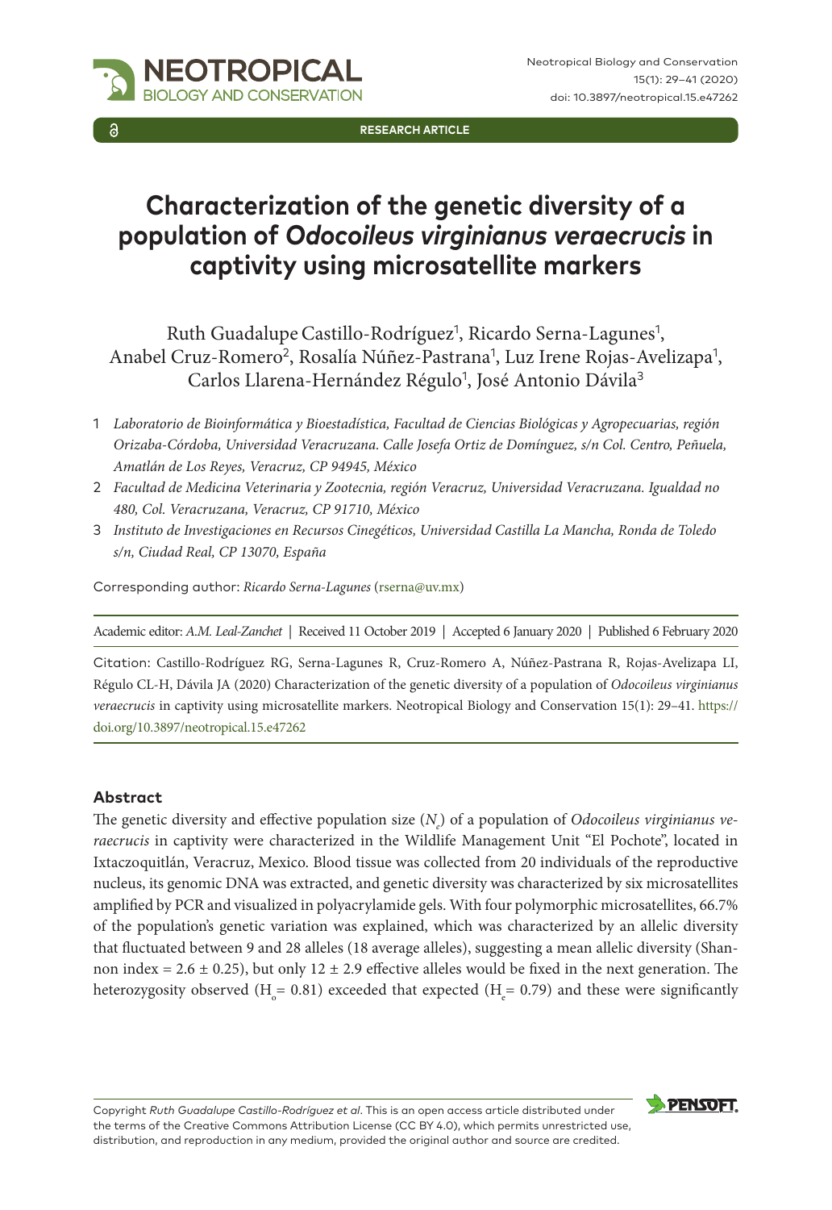RESEARCH ARTICLE

# Characterization of the genetic diversity of a population of *Odocoileus virginianus veraecrucis* in captivity using microsatellite markers

Ruth Guadalupe Castillo-Rodríguez[1], Ricardo Serna-Lagunes[1], Anabel Cruz-Romero[2], Rosalía Núñez-Pastrana[1], Luz Irene Rojas-Avelizapa[1], Carlos Llarena-Hernández Régulo[1], José Antonio Dávila[3]

1 *Laboratorio de Bioinformática y Bioestadística, Facultad de Ciencias Biológicas y Agropecuarias, región Orizaba-Córdoba, Universidad Veracruzana. Calle Josefa Ortiz de Domínguez, s/n Col. Centro, Peñuela, Amatlán de Los Reyes, Veracruz, CP 94945, México*

2 *Facultad de Medicina Veterinaria y Zootecnia, región Veracruz, Universidad Veracruzana. Igualdad no 480, Col. Veracruzana, Veracruz, CP 91710, México*

3 *Instituto de Investigaciones en Recursos Cinegéticos, Universidad Castilla La Mancha, Ronda de Toledo s/n, Ciudad Real, CP 13070, España*

Corresponding author: *Ricardo Serna-Lagunes* (rserna@uv.mx)

Academic editor: *A.M. Leal-Zanchet* | Received 11 October 2019 | Accepted 6 January 2020 | Published 6 February 2020

Citation: Castillo-Rodríguez RG, Serna-Lagunes R, Cruz-Romero A, Núñez-Pastrana R, Rojas-Avelizapa LI, Régulo CL-H, Dávila JA (2020) Characterization of the genetic diversity of a population of *Odocoileus virginianus veraecrucis* in captivity using microsatellite markers. Neotropical Biology and Conservation 15(1): 29–41. https://doi.org/10.3897/neotropical.15.e47262

### Abstract

The genetic diversity and effective population size ($N_e$) of a population of *Odocoileus virginianus veraecrucis* in captivity were characterized in the Wildlife Management Unit "El Pochote", located in Ixtaczoquitlán, Veracruz, Mexico. Blood tissue was collected from 20 individuals of the reproductive nucleus, its genomic DNA was extracted, and genetic diversity was characterized by six microsatellites amplified by PCR and visualized in polyacrylamide gels. With four polymorphic microsatellites, 66.7% of the population's genetic variation was explained, which was characterized by an allelic diversity that fluctuated between 9 and 28 alleles (18 average alleles), suggesting a mean allelic diversity (Shannon index = 2.6 ± 0.25), but only 12 ± 2.9 effective alleles would be fixed in the next generation. The heterozygosity observed ($H_o$ = 0.81) exceeded that expected ($H_e$ = 0.79) and these were significantly

Copyright *Ruth Guadalupe Castillo-Rodríguez et al*. This is an open access article distributed under the terms of the Creative Commons Attribution License (CC BY 4.0), which permits unrestricted use, distribution, and reproduction in any medium, provided the original author and source are credited.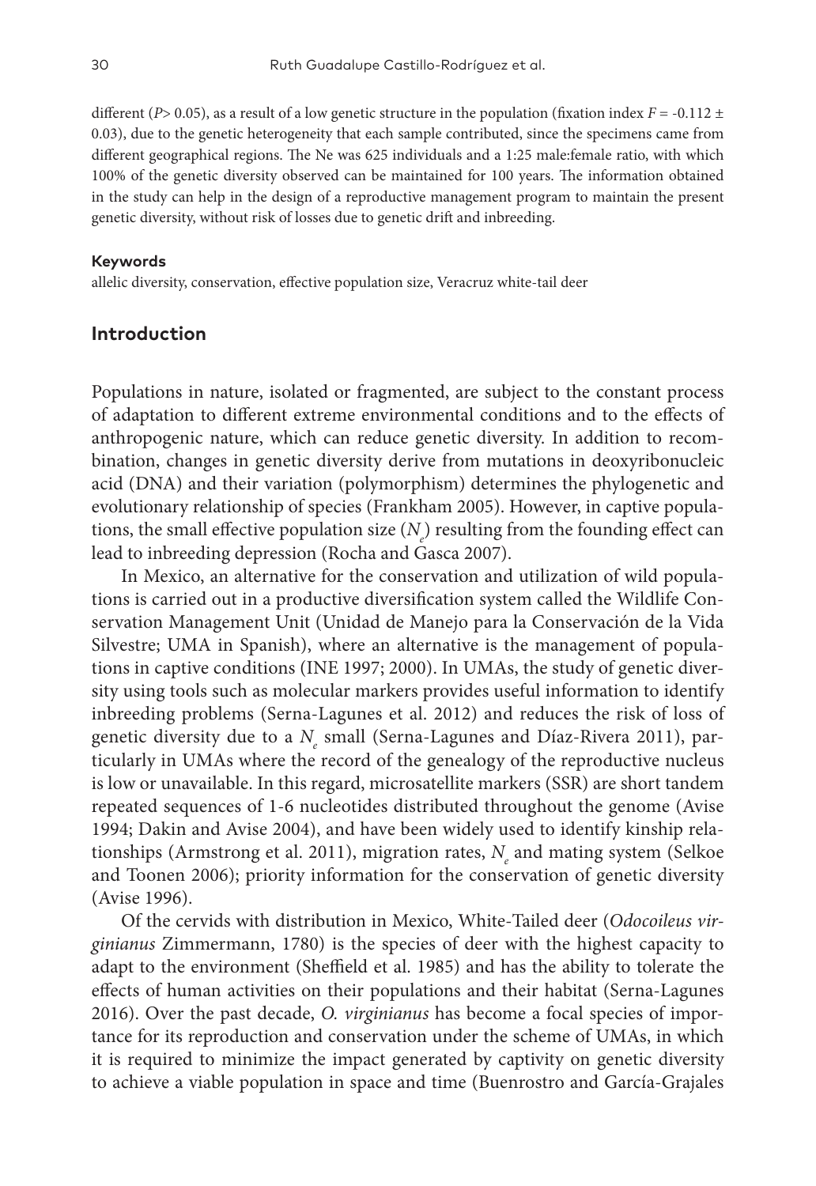different ($P > 0.05$), as a result of a low genetic structure in the population (fixation index $F = -0.112 \pm 0.03$), due to the genetic heterogeneity that each sample contributed, since the specimens came from different geographical regions. The Ne was 625 individuals and a 1:25 male:female ratio, with which 100% of the genetic diversity observed can be maintained for 100 years. The information obtained in the study can help in the design of a reproductive management program to maintain the present genetic diversity, without risk of losses due to genetic drift and inbreeding.

#### Keywords

allelic diversity, conservation, effective population size, Veracruz white-tail deer

## Introduction

Populations in nature, isolated or fragmented, are subject to the constant process of adaptation to different extreme environmental conditions and to the effects of anthropogenic nature, which can reduce genetic diversity. In addition to recombination, changes in genetic diversity derive from mutations in deoxyribonucleic acid (DNA) and their variation (polymorphism) determines the phylogenetic and evolutionary relationship of species (Frankham 2005). However, in captive populations, the small effective population size ($N_e$) resulting from the founding effect can lead to inbreeding depression (Rocha and Gasca 2007).

In Mexico, an alternative for the conservation and utilization of wild populations is carried out in a productive diversification system called the Wildlife Conservation Management Unit (Unidad de Manejo para la Conservación de la Vida Silvestre; UMA in Spanish), where an alternative is the management of populations in captive conditions (INE 1997; 2000). In UMAs, the study of genetic diversity using tools such as molecular markers provides useful information to identify inbreeding problems (Serna-Lagunes et al. 2012) and reduces the risk of loss of genetic diversity due to a $N_e$ small (Serna-Lagunes and Díaz-Rivera 2011), particularly in UMAs where the record of the genealogy of the reproductive nucleus is low or unavailable. In this regard, microsatellite markers (SSR) are short tandem repeated sequences of 1-6 nucleotides distributed throughout the genome (Avise 1994; Dakin and Avise 2004), and have been widely used to identify kinship relationships (Armstrong et al. 2011), migration rates, $N_e$ and mating system (Selkoe and Toonen 2006); priority information for the conservation of genetic diversity (Avise 1996).

Of the cervids with distribution in Mexico, White-Tailed deer (*Odocoileus virginianus* Zimmermann, 1780) is the species of deer with the highest capacity to adapt to the environment (Sheffield et al. 1985) and has the ability to tolerate the effects of human activities on their populations and their habitat (Serna-Lagunes 2016). Over the past decade, *O. virginianus* has become a focal species of importance for its reproduction and conservation under the scheme of UMAs, in which it is required to minimize the impact generated by captivity on genetic diversity to achieve a viable population in space and time (Buenrostro and García-Grajales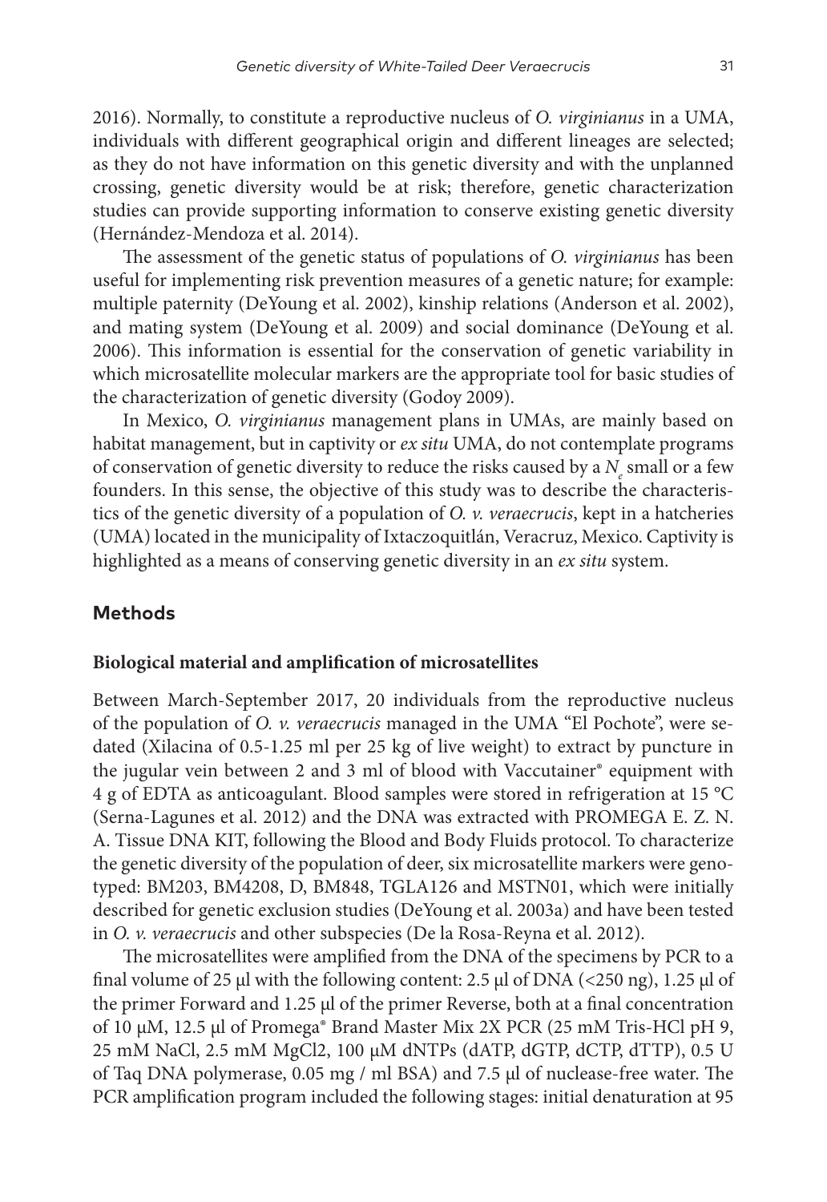2016). Normally, to constitute a reproductive nucleus of *O. virginianus* in a UMA, individuals with different geographical origin and different lineages are selected; as they do not have information on this genetic diversity and with the unplanned crossing, genetic diversity would be at risk; therefore, genetic characterization studies can provide supporting information to conserve existing genetic diversity (Hernández-Mendoza et al. 2014).

The assessment of the genetic status of populations of *O. virginianus* has been useful for implementing risk prevention measures of a genetic nature; for example: multiple paternity (DeYoung et al. 2002), kinship relations (Anderson et al. 2002), and mating system (DeYoung et al. 2009) and social dominance (DeYoung et al. 2006). This information is essential for the conservation of genetic variability in which microsatellite molecular markers are the appropriate tool for basic studies of the characterization of genetic diversity (Godoy 2009).

In Mexico, *O. virginianus* management plans in UMAs, are mainly based on habitat management, but in captivity or *ex situ* UMA, do not contemplate programs of conservation of genetic diversity to reduce the risks caused by a $N_e$ small or a few founders. In this sense, the objective of this study was to describe the characteristics of the genetic diversity of a population of *O. v. veraecrucis*, kept in a hatcheries (UMA) located in the municipality of Ixtaczoquitlán, Veracruz, Mexico. Captivity is highlighted as a means of conserving genetic diversity in an *ex situ* system.

## Methods

### Biological material and amplification of microsatellites

Between March-September 2017, 20 individuals from the reproductive nucleus of the population of *O. v. veraecrucis* managed in the UMA "El Pochote", were sedated (Xilacina of 0.5-1.25 ml per 25 kg of live weight) to extract by puncture in the jugular vein between 2 and 3 ml of blood with Vaccutainer® equipment with 4 g of EDTA as anticoagulant. Blood samples were stored in refrigeration at 15 °C (Serna-Lagunes et al. 2012) and the DNA was extracted with PROMEGA E. Z. N. A. Tissue DNA KIT, following the Blood and Body Fluids protocol. To characterize the genetic diversity of the population of deer, six microsatellite markers were genotyped: BM203, BM4208, D, BM848, TGLA126 and MSTN01, which were initially described for genetic exclusion studies (DeYoung et al. 2003a) and have been tested in *O. v. veraecrucis* and other subspecies (De la Rosa-Reyna et al. 2012).

The microsatellites were amplified from the DNA of the specimens by PCR to a final volume of 25 µl with the following content: 2.5 µl of DNA (<250 ng), 1.25 µl of the primer Forward and 1.25 µl of the primer Reverse, both at a final concentration of 10 µM, 12.5 µl of Promega® Brand Master Mix 2X PCR (25 mM Tris-HCl pH 9, 25 mM NaCl, 2.5 mM MgCl2, 100 µM dNTPs (dATP, dGTP, dCTP, dTTP), 0.5 U of Taq DNA polymerase, 0.05 mg / ml BSA) and 7.5 µl of nuclease-free water. The PCR amplification program included the following stages: initial denaturation at 95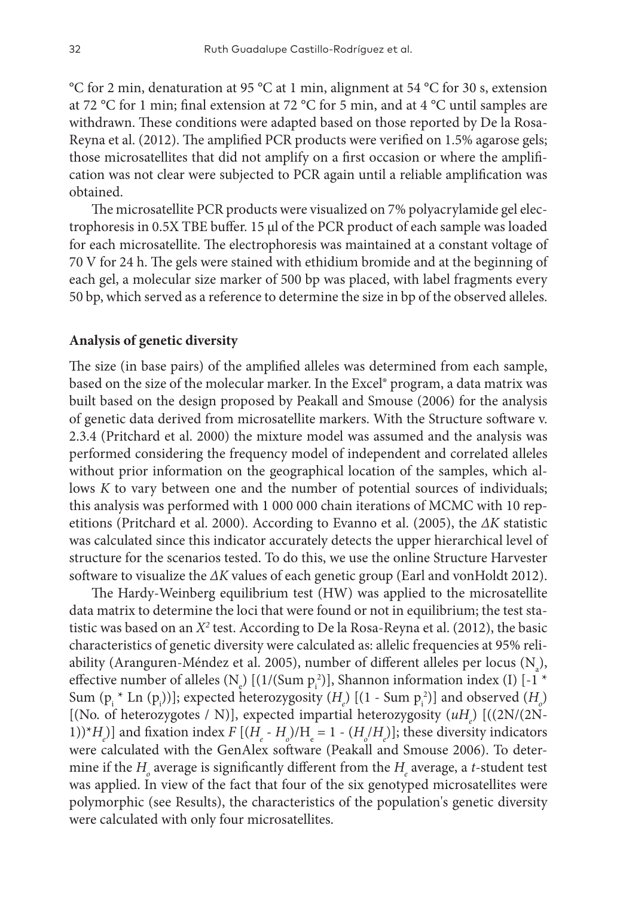°C for 2 min, denaturation at 95 °C at 1 min, alignment at 54 °C for 30 s, extension at 72 °C for 1 min; final extension at 72 °C for 5 min, and at 4 °C until samples are withdrawn. These conditions were adapted based on those reported by De la Rosa-Reyna et al. (2012). The amplified PCR products were verified on 1.5% agarose gels; those microsatellites that did not amplify on a first occasion or where the amplification was not clear were subjected to PCR again until a reliable amplification was obtained.

The microsatellite PCR products were visualized on 7% polyacrylamide gel electrophoresis in 0.5X TBE buffer. 15 μl of the PCR product of each sample was loaded for each microsatellite. The electrophoresis was maintained at a constant voltage of 70 V for 24 h. The gels were stained with ethidium bromide and at the beginning of each gel, a molecular size marker of 500 bp was placed, with label fragments every 50 bp, which served as a reference to determine the size in bp of the observed alleles.

### Analysis of genetic diversity

The size (in base pairs) of the amplified alleles was determined from each sample, based on the size of the molecular marker. In the Excel® program, a data matrix was built based on the design proposed by Peakall and Smouse (2006) for the analysis of genetic data derived from microsatellite markers. With the Structure software v. 2.3.4 (Pritchard et al. 2000) the mixture model was assumed and the analysis was performed considering the frequency model of independent and correlated alleles without prior information on the geographical location of the samples, which allows *K* to vary between one and the number of potential sources of individuals; this analysis was performed with 1 000 000 chain iterations of MCMC with 10 repetitions (Pritchard et al. 2000). According to Evanno et al. (2005), the $\Delta K$ statistic was calculated since this indicator accurately detects the upper hierarchical level of structure for the scenarios tested. To do this, we use the online Structure Harvester software to visualize the $\Delta K$ values of each genetic group (Earl and vonHoldt 2012).

The Hardy-Weinberg equilibrium test (HW) was applied to the microsatellite data matrix to determine the loci that were found or not in equilibrium; the test statistic was based on an $X^2$ test. According to De la Rosa-Reyna et al. (2012), the basic characteristics of genetic diversity were calculated as: allelic frequencies at 95% reliability (Aranguren-Méndez et al. 2005), number of different alleles per locus ($N_a$), effective number of alleles ($N_e$) [$(1/(\text{Sum } p_i^2)$], Shannon information index (I) [$-1 * \text{Sum } (p_i * \text{Ln } (p_i))$]; expected heterozygosity ($H_e$) [$(1 - \text{Sum } p_i^2)$] and observed ($H_o$) [(No. of heterozygotes / N)], expected impartial heterozygosity ($uH_e$) [$((2N/(2N-1))*H_e)$] and fixation index $F$ [$(H_e - H_o)/H_e = 1 - (H_o/H_e)$]; these diversity indicators were calculated with the GenAlex software (Peakall and Smouse 2006). To determine if the $H_o$ average is significantly different from the $H_e$ average, a *t*-student test was applied. In view of the fact that four of the six genotyped microsatellites were polymorphic (see Results), the characteristics of the population's genetic diversity were calculated with only four microsatellites.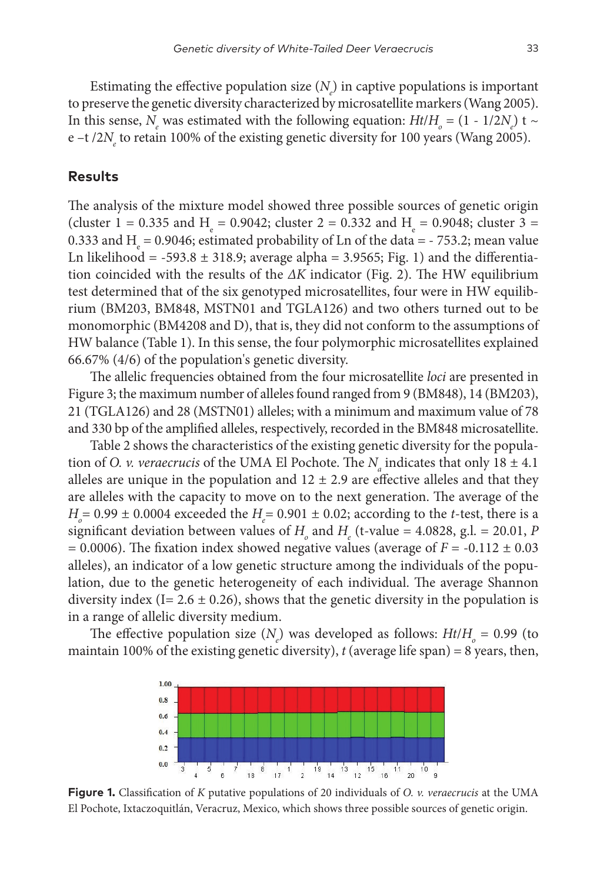Estimating the effective population size ($N_e$) in captive populations is important to preserve the genetic diversity characterized by microsatellite markers (Wang 2005). In this sense, $N_e$ was estimated with the following equation: $Ht/H_o = (1 - 1/2N_e)$ t ~ e –t /2$N_e$ to retain 100% of the existing genetic diversity for 100 years (Wang 2005).

## Results

The analysis of the mixture model showed three possible sources of genetic origin (cluster 1 = 0.335 and $H_e$ = 0.9042; cluster 2 = 0.332 and $H_e$ = 0.9048; cluster 3 = 0.333 and $H_e$ = 0.9046; estimated probability of Ln of the data = - 753.2; mean value Ln likelihood = -593.8 ± 318.9; average alpha = 3.9565; Fig. 1) and the differentiation coincided with the results of the *ΔK* indicator (Fig. 2). The HW equilibrium test determined that of the six genotyped microsatellites, four were in HW equilibrium (BM203, BM848, MSTN01 and TGLA126) and two others turned out to be monomorphic (BM4208 and D), that is, they did not conform to the assumptions of HW balance (Table 1). In this sense, the four polymorphic microsatellites explained 66.67% (4/6) of the population's genetic diversity.

The allelic frequencies obtained from the four microsatellite *loci* are presented in Figure 3; the maximum number of alleles found ranged from 9 (BM848), 14 (BM203), 21 (TGLA126) and 28 (MSTN01) alleles; with a minimum and maximum value of 78 and 330 bp of the amplified alleles, respectively, recorded in the BM848 microsatellite.

Table 2 shows the characteristics of the existing genetic diversity for the population of *O. v. veraecrucis* of the UMA El Pochote. The $N_a$ indicates that only 18 ± 4.1 alleles are unique in the population and 12 ± 2.9 are effective alleles and that they are alleles with the capacity to move on to the next generation. The average of the $H_o$ = 0.99 ± 0.0004 exceeded the $H_e$ = 0.901 ± 0.02; according to the *t*-test, there is a significant deviation between values of $H_o$ and $H_e$ (t-value = 4.0828, g.l. = 20.01, *P* = 0.0006). The fixation index showed negative values (average of *F* = -0.112 ± 0.03 alleles), an indicator of a low genetic structure among the individuals of the population, due to the genetic heterogeneity of each individual. The average Shannon diversity index (I= 2.6 ± 0.26), shows that the genetic diversity in the population is in a range of allelic diversity medium.

The effective population size ($N_e$) was developed as follows: $Ht/H_o$ = 0.99 (to maintain 100% of the existing genetic diversity), *t* (average life span) = 8 years, then,

**Figure 1.** Classification of *K* putative populations of 20 individuals of *O. v. veraecrucis* at the UMA El Pochote, Ixtaczoquitlán, Veracruz, Mexico, which shows three possible sources of genetic origin.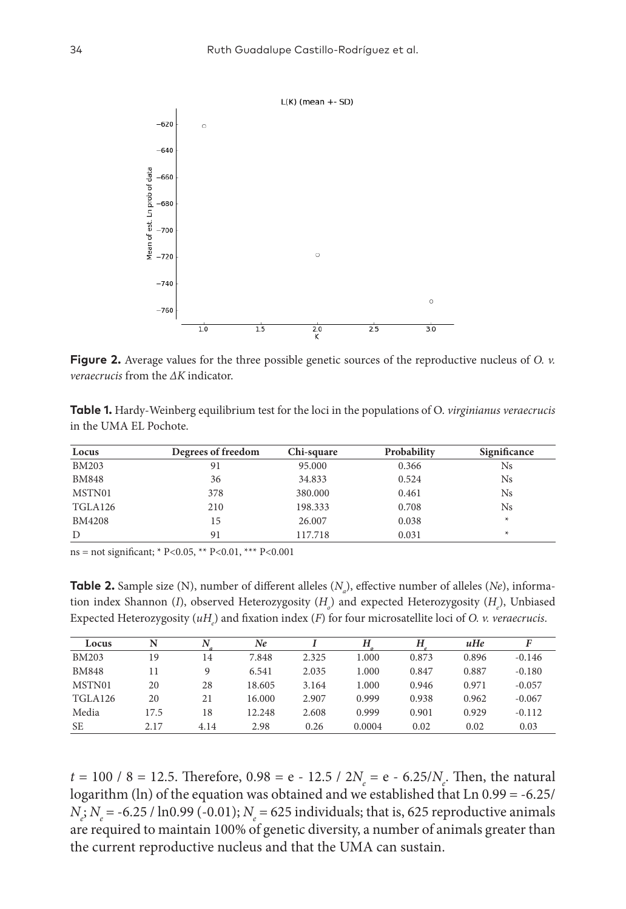**Figure 2.** Average values for the three possible genetic sources of the reproductive nucleus of *O. v. veraecrucis* from the *ΔK* indicator.

**Table 1.** Hardy-Weinberg equilibrium test for the loci in the populations of O. *virginianus veraecrucis* in the UMA EL Pochote.

| Locus | Degrees of freedom | Chi-square | Probability | Significance |
|---|---|---|---|---|
| BM203 | 91 | 95.000 | 0.366 | Ns |
| BM848 | 36 | 34.833 | 0.524 | Ns |
| MSTN01 | 378 | 380.000 | 0.461 | Ns |
| TGLA126 | 210 | 198.333 | 0.708 | Ns |
| BM4208 | 15 | 26.007 | 0.038 | * |
| D | 91 | 117.718 | 0.031 | * |

ns = not significant; * P<0.05, ** P<0.01, *** P<0.001

**Table 2.** Sample size (N), number of different alleles ($N_a$), effective number of alleles (*Ne*), information index Shannon (*I*), observed Heterozygosity ($H_o$) and expected Heterozygosity ($H_e$), Unbiased Expected Heterozygosity ($uH_e$) and fixation index (*F*) for four microsatellite loci of *O. v. veraecrucis*.

| Locus | N | $N_a$ | *Ne* | *I* | $H_o$ | $H_e$ | *uHe* | *F* |
|---|---|---|---|---|---|---|---|---|
| BM203 | 19 | 14 | 7.848 | 2.325 | 1.000 | 0.873 | 0.896 | -0.146 |
| BM848 | 11 | 9 | 6.541 | 2.035 | 1.000 | 0.847 | 0.887 | -0.180 |
| MSTN01 | 20 | 28 | 18.605 | 3.164 | 1.000 | 0.946 | 0.971 | -0.057 |
| TGLA126 | 20 | 21 | 16.000 | 2.907 | 0.999 | 0.938 | 0.962 | -0.067 |
| Media | 17.5 | 18 | 12.248 | 2.608 | 0.999 | 0.901 | 0.929 | -0.112 |
| SE | 2.17 | 4.14 | 2.98 | 0.26 | 0.0004 | 0.02 | 0.02 | 0.03 |

$t$ = 100 / 8 = 12.5. Therefore, 0.98 = e - 12.5 / 2$N_e$ = e - 6.25/$N_e$. Then, the natural logarithm (ln) of the equation was obtained and we established that Ln 0.99 = -6.25/ $N_e$; $N_e$ = -6.25 / ln0.99 (-0.01); $N_e$ = 625 individuals; that is, 625 reproductive animals are required to maintain 100% of genetic diversity, a number of animals greater than the current reproductive nucleus and that the UMA can sustain.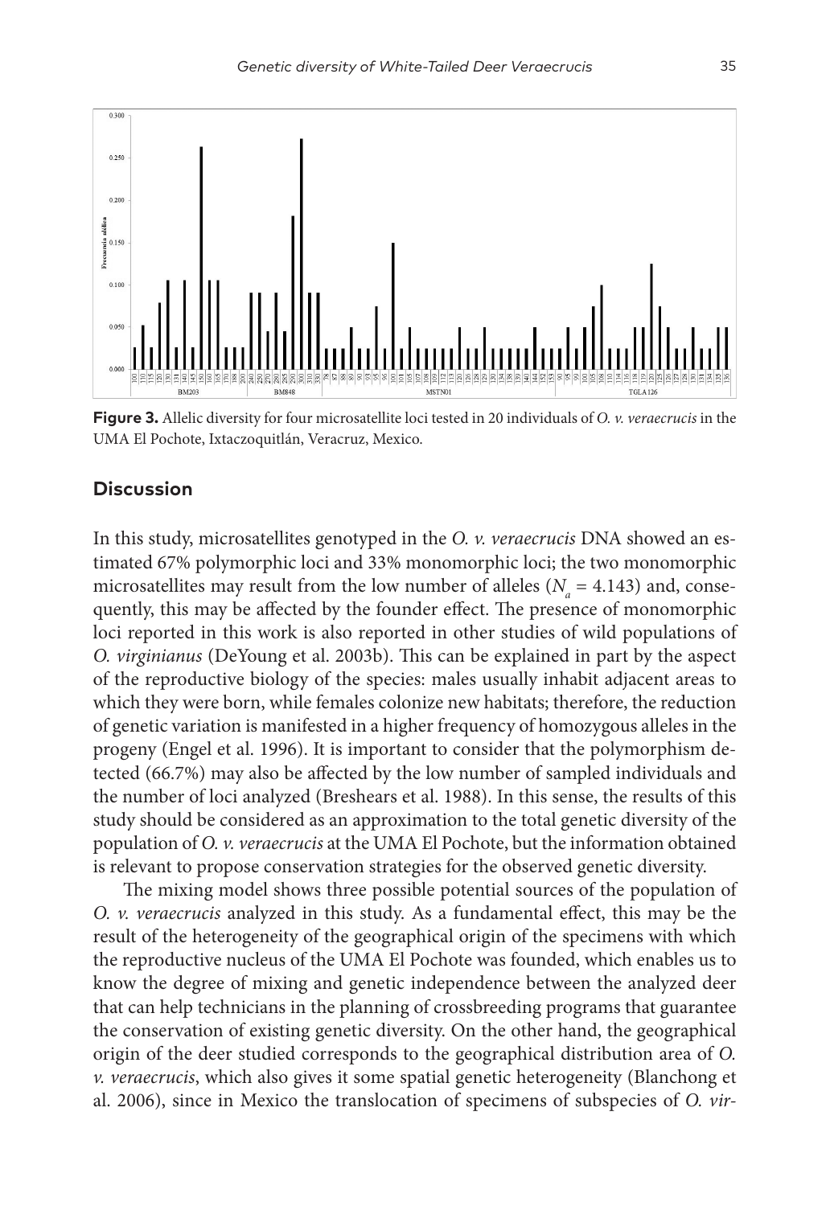**Figure 3.** Allelic diversity for four microsatellite loci tested in 20 individuals of *O. v. veraecrucis* in the UMA El Pochote, Ixtaczoquitlán, Veracruz, Mexico.

## Discussion

In this study, microsatellites genotyped in the *O. v. veraecrucis* DNA showed an estimated 67% polymorphic loci and 33% monomorphic loci; the two monomorphic microsatellites may result from the low number of alleles ($N_a$ = 4.143) and, consequently, this may be affected by the founder effect. The presence of monomorphic loci reported in this work is also reported in other studies of wild populations of *O. virginianus* (DeYoung et al. 2003b). This can be explained in part by the aspect of the reproductive biology of the species: males usually inhabit adjacent areas to which they were born, while females colonize new habitats; therefore, the reduction of genetic variation is manifested in a higher frequency of homozygous alleles in the progeny (Engel et al. 1996). It is important to consider that the polymorphism detected (66.7%) may also be affected by the low number of sampled individuals and the number of loci analyzed (Breshears et al. 1988). In this sense, the results of this study should be considered as an approximation to the total genetic diversity of the population of *O. v. veraecrucis* at the UMA El Pochote, but the information obtained is relevant to propose conservation strategies for the observed genetic diversity.

The mixing model shows three possible potential sources of the population of *O. v. veraecrucis* analyzed in this study. As a fundamental effect, this may be the result of the heterogeneity of the geographical origin of the specimens with which the reproductive nucleus of the UMA El Pochote was founded, which enables us to know the degree of mixing and genetic independence between the analyzed deer that can help technicians in the planning of crossbreeding programs that guarantee the conservation of existing genetic diversity. On the other hand, the geographical origin of the deer studied corresponds to the geographical distribution area of *O. v. veraecrucis*, which also gives it some spatial genetic heterogeneity (Blanchong et al. 2006), since in Mexico the translocation of specimens of subspecies of *O. vir-*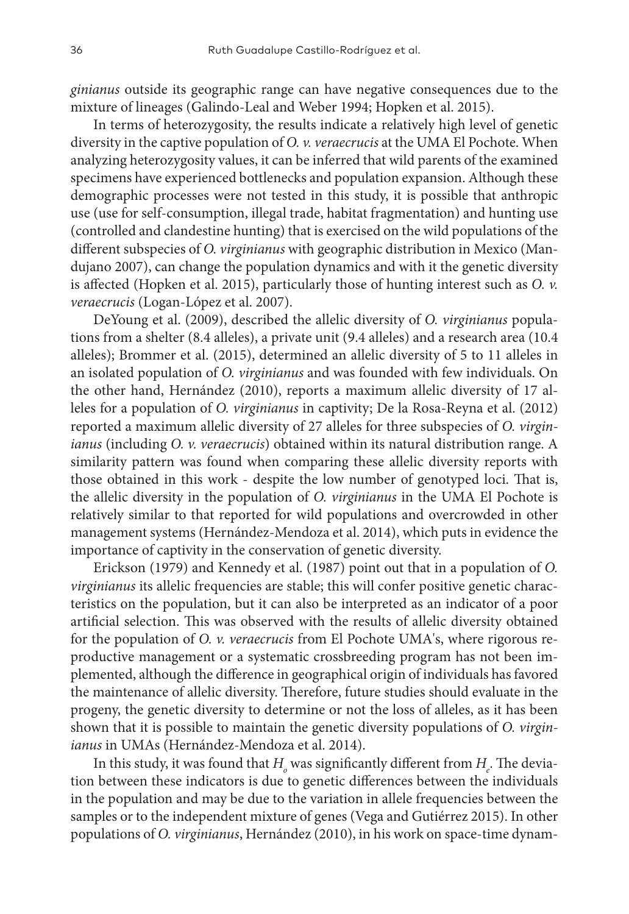*ginianus* outside its geographic range can have negative consequences due to the mixture of lineages (Galindo-Leal and Weber 1994; Hopken et al. 2015).

In terms of heterozygosity, the results indicate a relatively high level of genetic diversity in the captive population of *O. v. veraecrucis* at the UMA El Pochote. When analyzing heterozygosity values, it can be inferred that wild parents of the examined specimens have experienced bottlenecks and population expansion. Although these demographic processes were not tested in this study, it is possible that anthropic use (use for self-consumption, illegal trade, habitat fragmentation) and hunting use (controlled and clandestine hunting) that is exercised on the wild populations of the different subspecies of *O. virginianus* with geographic distribution in Mexico (Mandujano 2007), can change the population dynamics and with it the genetic diversity is affected (Hopken et al. 2015), particularly those of hunting interest such as *O. v. veraecrucis* (Logan-López et al. 2007).

DeYoung et al. (2009), described the allelic diversity of *O. virginianus* populations from a shelter (8.4 alleles), a private unit (9.4 alleles) and a research area (10.4 alleles); Brommer et al. (2015), determined an allelic diversity of 5 to 11 alleles in an isolated population of *O. virginianus* and was founded with few individuals. On the other hand, Hernández (2010), reports a maximum allelic diversity of 17 alleles for a population of *O. virginianus* in captivity; De la Rosa-Reyna et al. (2012) reported a maximum allelic diversity of 27 alleles for three subspecies of *O. virginianus* (including *O. v. veraecrucis*) obtained within its natural distribution range. A similarity pattern was found when comparing these allelic diversity reports with those obtained in this work - despite the low number of genotyped loci. That is, the allelic diversity in the population of *O. virginianus* in the UMA El Pochote is relatively similar to that reported for wild populations and overcrowded in other management systems (Hernández-Mendoza et al. 2014), which puts in evidence the importance of captivity in the conservation of genetic diversity.

Erickson (1979) and Kennedy et al. (1987) point out that in a population of *O. virginianus* its allelic frequencies are stable; this will confer positive genetic characteristics on the population, but it can also be interpreted as an indicator of a poor artificial selection. This was observed with the results of allelic diversity obtained for the population of *O. v. veraecrucis* from El Pochote UMA's, where rigorous reproductive management or a systematic crossbreeding program has not been implemented, although the difference in geographical origin of individuals has favored the maintenance of allelic diversity. Therefore, future studies should evaluate in the progeny, the genetic diversity to determine or not the loss of alleles, as it has been shown that it is possible to maintain the genetic diversity populations of *O. virginianus* in UMAs (Hernández-Mendoza et al. 2014).

In this study, it was found that $H_o$ was significantly different from $H_e$. The deviation between these indicators is due to genetic differences between the individuals in the population and may be due to the variation in allele frequencies between the samples or to the independent mixture of genes (Vega and Gutiérrez 2015). In other populations of *O. virginianus*, Hernández (2010), in his work on space-time dynam-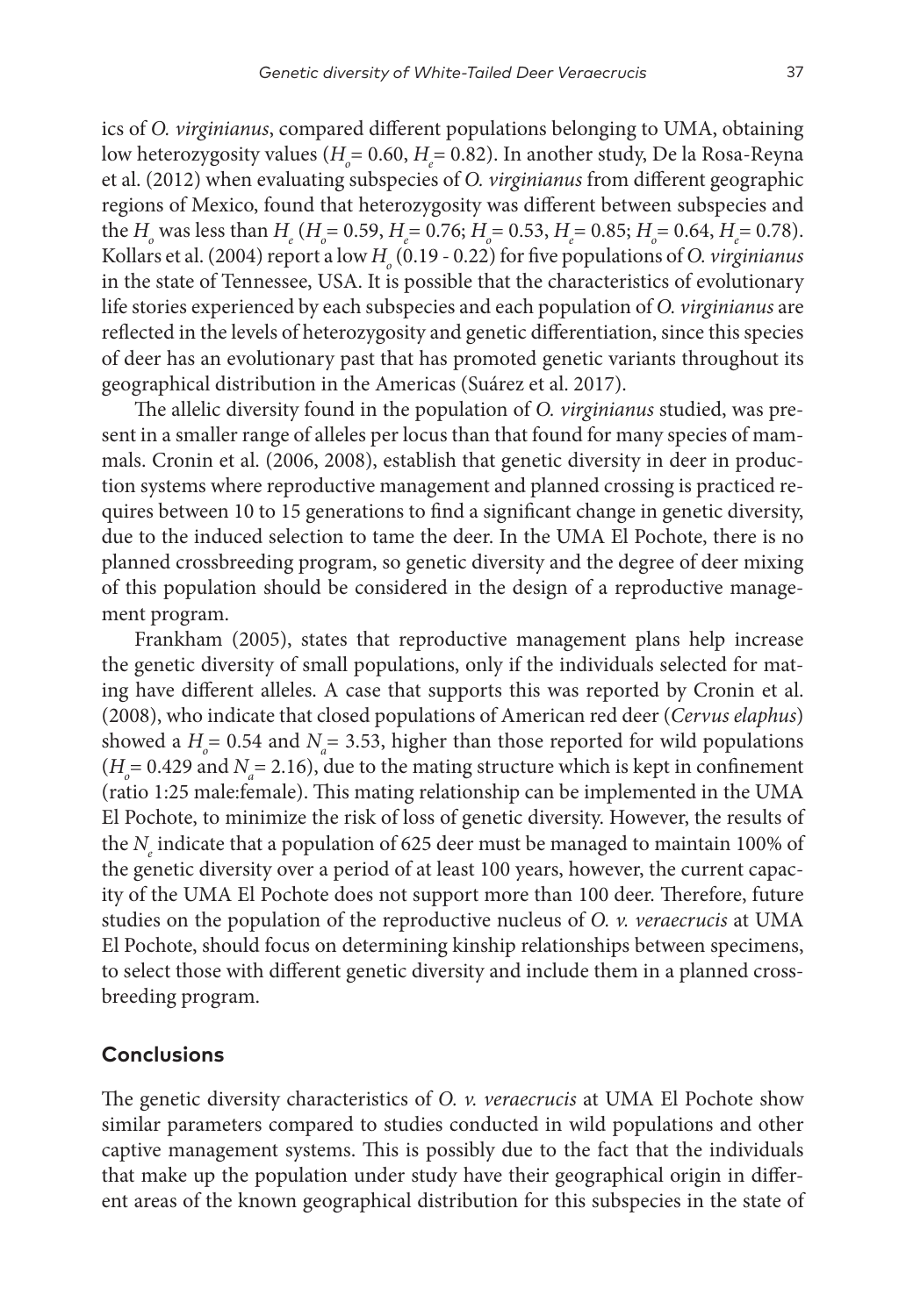ics of *O. virginianus*, compared different populations belonging to UMA, obtaining low heterozygosity values ($H_o$= 0.60, $H_e$= 0.82). In another study, De la Rosa-Reyna et al. (2012) when evaluating subspecies of *O. virginianus* from different geographic regions of Mexico, found that heterozygosity was different between subspecies and the $H_o$ was less than $H_e$ ($H_o$= 0.59, $H_e$= 0.76; $H_o$= 0.53, $H_e$= 0.85; $H_o$= 0.64, $H_e$= 0.78). Kollars et al. (2004) report a low $H_o$ (0.19 - 0.22) for five populations of *O. virginianus* in the state of Tennessee, USA. It is possible that the characteristics of evolutionary life stories experienced by each subspecies and each population of *O. virginianus* are reflected in the levels of heterozygosity and genetic differentiation, since this species of deer has an evolutionary past that has promoted genetic variants throughout its geographical distribution in the Americas (Suárez et al. 2017).

The allelic diversity found in the population of *O. virginianus* studied, was present in a smaller range of alleles per locus than that found for many species of mammals. Cronin et al. (2006, 2008), establish that genetic diversity in deer in production systems where reproductive management and planned crossing is practiced requires between 10 to 15 generations to find a significant change in genetic diversity, due to the induced selection to tame the deer. In the UMA El Pochote, there is no planned crossbreeding program, so genetic diversity and the degree of deer mixing of this population should be considered in the design of a reproductive management program.

Frankham (2005), states that reproductive management plans help increase the genetic diversity of small populations, only if the individuals selected for mating have different alleles. A case that supports this was reported by Cronin et al. (2008), who indicate that closed populations of American red deer (*Cervus elaphus*) showed a $H_o$= 0.54 and $N_a$= 3.53, higher than those reported for wild populations ($H_o$= 0.429 and $N_a$= 2.16), due to the mating structure which is kept in confinement (ratio 1:25 male:female). This mating relationship can be implemented in the UMA El Pochote, to minimize the risk of loss of genetic diversity. However, the results of the $N_e$ indicate that a population of 625 deer must be managed to maintain 100% of the genetic diversity over a period of at least 100 years, however, the current capacity of the UMA El Pochote does not support more than 100 deer. Therefore, future studies on the population of the reproductive nucleus of *O. v. veraecrucis* at UMA El Pochote, should focus on determining kinship relationships between specimens, to select those with different genetic diversity and include them in a planned crossbreeding program.

## Conclusions

The genetic diversity characteristics of *O. v. veraecrucis* at UMA El Pochote show similar parameters compared to studies conducted in wild populations and other captive management systems. This is possibly due to the fact that the individuals that make up the population under study have their geographical origin in different areas of the known geographical distribution for this subspecies in the state of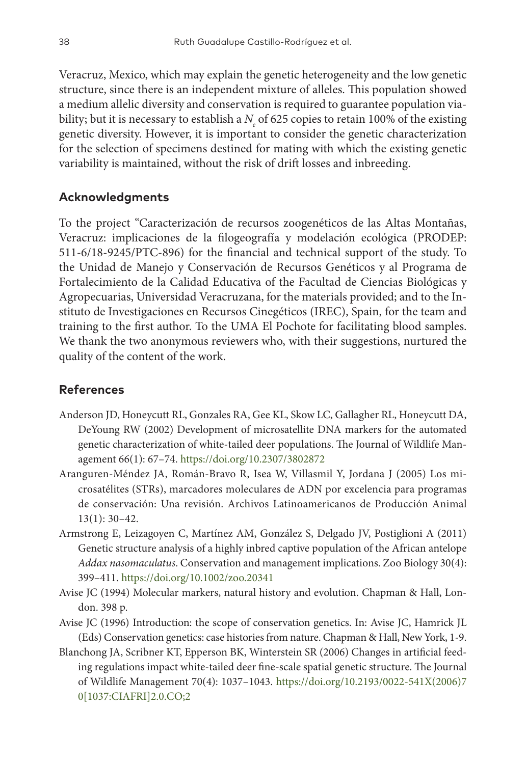Veracruz, Mexico, which may explain the genetic heterogeneity and the low genetic structure, since there is an independent mixture of alleles. This population showed a medium allelic diversity and conservation is required to guarantee population viability; but it is necessary to establish a $N_e$ of 625 copies to retain 100% of the existing genetic diversity. However, it is important to consider the genetic characterization for the selection of specimens destined for mating with which the existing genetic variability is maintained, without the risk of drift losses and inbreeding.

## Acknowledgments

To the project "Caracterización de recursos zoogenéticos de las Altas Montañas, Veracruz: implicaciones de la filogeografía y modelación ecológica (PRODEP: 511-6/18-9245/PTC-896) for the financial and technical support of the study. To the Unidad de Manejo y Conservación de Recursos Genéticos y al Programa de Fortalecimiento de la Calidad Educativa of the Facultad de Ciencias Biológicas y Agropecuarias, Universidad Veracruzana, for the materials provided; and to the Instituto de Investigaciones en Recursos Cinegéticos (IREC), Spain, for the team and training to the first author. To the UMA El Pochote for facilitating blood samples. We thank the two anonymous reviewers who, with their suggestions, nurtured the quality of the content of the work.

## References

Anderson JD, Honeycutt RL, Gonzales RA, Gee KL, Skow LC, Gallagher RL, Honeycutt DA, DeYoung RW (2002) Development of microsatellite DNA markers for the automated genetic characterization of white-tailed deer populations. The Journal of Wildlife Management 66(1): 67–74. https://doi.org/10.2307/3802872

Aranguren-Méndez JA, Román-Bravo R, Isea W, Villasmil Y, Jordana J (2005) Los microsatélites (STRs), marcadores moleculares de ADN por excelencia para programas de conservación: Una revisión. Archivos Latinoamericanos de Producción Animal 13(1): 30–42.

Armstrong E, Leizagoyen C, Martínez AM, González S, Delgado JV, Postiglioni A (2011) Genetic structure analysis of a highly inbred captive population of the African antelope *Addax nasomaculatus*. Conservation and management implications. Zoo Biology 30(4): 399–411. https://doi.org/10.1002/zoo.20341

Avise JC (1994) Molecular markers, natural history and evolution. Chapman & Hall, London. 398 p.

Avise JC (1996) Introduction: the scope of conservation genetics. In: Avise JC, Hamrick JL (Eds) Conservation genetics: case histories from nature. Chapman & Hall, New York, 1-9.

Blanchong JA, Scribner KT, Epperson BK, Winterstein SR (2006) Changes in artificial feeding regulations impact white-tailed deer fine-scale spatial genetic structure. The Journal of Wildlife Management 70(4): 1037–1043. https://doi.org/10.2193/0022-541X(2006)70[1037:CIAFRI]2.0.CO;2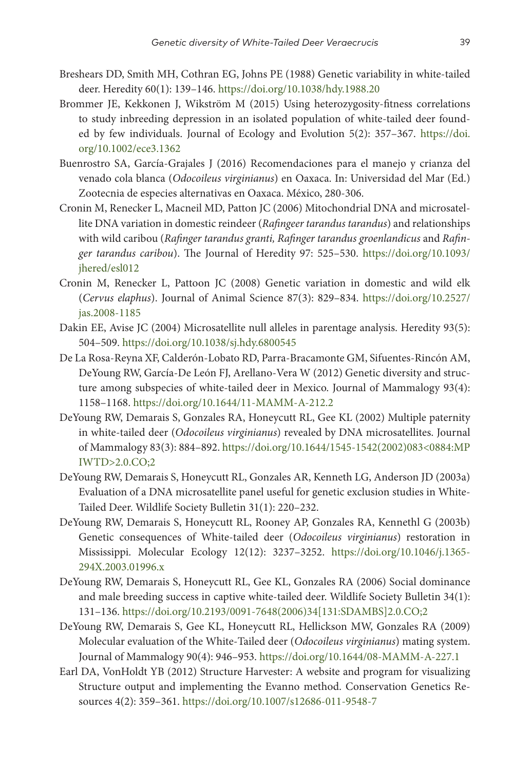Breshears DD, Smith MH, Cothran EG, Johns PE (1988) Genetic variability in white-tailed deer. Heredity 60(1): 139–146. https://doi.org/10.1038/hdy.1988.20

Brommer JE, Kekkonen J, Wikström M (2015) Using heterozygosity-fitness correlations to study inbreeding depression in an isolated population of white-tailed deer founded by few individuals. Journal of Ecology and Evolution 5(2): 357–367. https://doi.org/10.1002/ece3.1362

Buenrostro SA, García-Grajales J (2016) Recomendaciones para el manejo y crianza del venado cola blanca (*Odocoileus virginianus*) en Oaxaca. In: Universidad del Mar (Ed.) Zootecnia de especies alternativas en Oaxaca. México, 280-306.

Cronin M, Renecker L, Macneil MD, Patton JC (2006) Mitochondrial DNA and microsatellite DNA variation in domestic reindeer (*Rafingeer tarandus tarandus*) and relationships with wild caribou (*Rafinger tarandus granti, Rafinger tarandus groenlandicus* and *Rafinger tarandus caribou*). The Journal of Heredity 97: 525–530. https://doi.org/10.1093/jhered/esl012

Cronin M, Renecker L, Pattoon JC (2008) Genetic variation in domestic and wild elk (*Cervus elaphus*). Journal of Animal Science 87(3): 829–834. https://doi.org/10.2527/jas.2008-1185

Dakin EE, Avise JC (2004) Microsatellite null alleles in parentage analysis. Heredity 93(5): 504–509. https://doi.org/10.1038/sj.hdy.6800545

De La Rosa-Reyna XF, Calderón-Lobato RD, Parra-Bracamonte GM, Sifuentes-Rincón AM, DeYoung RW, García-De León FJ, Arellano-Vera W (2012) Genetic diversity and structure among subspecies of white-tailed deer in Mexico. Journal of Mammalogy 93(4): 1158–1168. https://doi.org/10.1644/11-MAMM-A-212.2

DeYoung RW, Demarais S, Gonzales RA, Honeycutt RL, Gee KL (2002) Multiple paternity in white-tailed deer (*Odocoileus virginianus*) revealed by DNA microsatellites. Journal of Mammalogy 83(3): 884–892. https://doi.org/10.1644/1545-1542(2002)083<0884:MPIWTD>2.0.CO;2

DeYoung RW, Demarais S, Honeycutt RL, Gonzales AR, Kenneth LG, Anderson JD (2003a) Evaluation of a DNA microsatellite panel useful for genetic exclusion studies in White-Tailed Deer. Wildlife Society Bulletin 31(1): 220–232.

DeYoung RW, Demarais S, Honeycutt RL, Rooney AP, Gonzales RA, Kennethl G (2003b) Genetic consequences of White-tailed deer (*Odocoileus virginianus*) restoration in Mississippi. Molecular Ecology 12(12): 3237–3252. https://doi.org/10.1046/j.1365-294X.2003.01996.x

DeYoung RW, Demarais S, Honeycutt RL, Gee KL, Gonzales RA (2006) Social dominance and male breeding success in captive white-tailed deer. Wildlife Society Bulletin 34(1): 131–136. https://doi.org/10.2193/0091-7648(2006)34[131:SDAMBS]2.0.CO;2

DeYoung RW, Demarais S, Gee KL, Honeycutt RL, Hellickson MW, Gonzales RA (2009) Molecular evaluation of the White-Tailed deer (*Odocoileus virginianus*) mating system. Journal of Mammalogy 90(4): 946–953. https://doi.org/10.1644/08-MAMM-A-227.1

Earl DA, VonHoldt YB (2012) Structure Harvester: A website and program for visualizing Structure output and implementing the Evanno method. Conservation Genetics Resources 4(2): 359–361. https://doi.org/10.1007/s12686-011-9548-7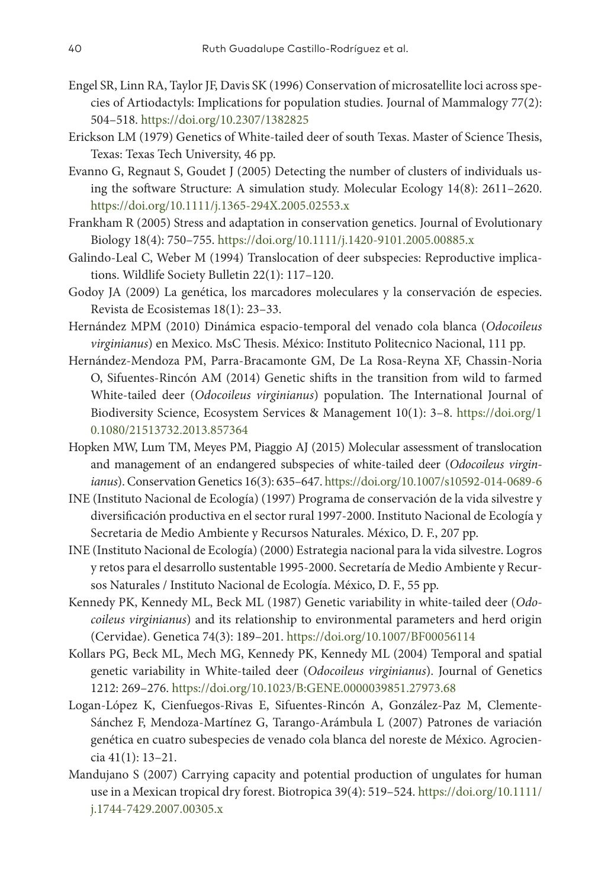Engel SR, Linn RA, Taylor JF, Davis SK (1996) Conservation of microsatellite loci across species of Artiodactyls: Implications for population studies. Journal of Mammalogy 77(2): 504–518. https://doi.org/10.2307/1382825

Erickson LM (1979) Genetics of White-tailed deer of south Texas. Master of Science Thesis, Texas: Texas Tech University, 46 pp.

Evanno G, Regnaut S, Goudet J (2005) Detecting the number of clusters of individuals using the software Structure: A simulation study. Molecular Ecology 14(8): 2611–2620. https://doi.org/10.1111/j.1365-294X.2005.02553.x

Frankham R (2005) Stress and adaptation in conservation genetics. Journal of Evolutionary Biology 18(4): 750–755. https://doi.org/10.1111/j.1420-9101.2005.00885.x

Galindo-Leal C, Weber M (1994) Translocation of deer subspecies: Reproductive implications. Wildlife Society Bulletin 22(1): 117–120.

Godoy JA (2009) La genética, los marcadores moleculares y la conservación de especies. Revista de Ecosistemas 18(1): 23–33.

Hernández MPM (2010) Dinámica espacio-temporal del venado cola blanca (*Odocoileus virginianus*) en Mexico. MsC Thesis. México: Instituto Politecnico Nacional, 111 pp.

Hernández-Mendoza PM, Parra-Bracamonte GM, De La Rosa-Reyna XF, Chassin-Noria O, Sifuentes-Rincón AM (2014) Genetic shifts in the transition from wild to farmed White-tailed deer (*Odocoileus virginianus*) population. The International Journal of Biodiversity Science, Ecosystem Services & Management 10(1): 3–8. https://doi.org/10.1080/21513732.2013.857364

Hopken MW, Lum TM, Meyes PM, Piaggio AJ (2015) Molecular assessment of translocation and management of an endangered subspecies of white-tailed deer (*Odocoileus virginianus*). Conservation Genetics 16(3): 635–647. https://doi.org/10.1007/s10592-014-0689-6

INE (Instituto Nacional de Ecología) (1997) Programa de conservación de la vida silvestre y diversificación productiva en el sector rural 1997-2000. Instituto Nacional de Ecología y Secretaria de Medio Ambiente y Recursos Naturales. México, D. F., 207 pp.

INE (Instituto Nacional de Ecología) (2000) Estrategia nacional para la vida silvestre. Logros y retos para el desarrollo sustentable 1995-2000. Secretaría de Medio Ambiente y Recursos Naturales / Instituto Nacional de Ecología. México, D. F., 55 pp.

Kennedy PK, Kennedy ML, Beck ML (1987) Genetic variability in white-tailed deer (*Odocoileus virginianus*) and its relationship to environmental parameters and herd origin (Cervidae). Genetica 74(3): 189–201. https://doi.org/10.1007/BF00056114

Kollars PG, Beck ML, Mech MG, Kennedy PK, Kennedy ML (2004) Temporal and spatial genetic variability in White-tailed deer (*Odocoileus virginianus*). Journal of Genetics 1212: 269–276. https://doi.org/10.1023/B:GENE.0000039851.27973.68

Logan-López K, Cienfuegos-Rivas E, Sifuentes-Rincón A, González-Paz M, Clemente-Sánchez F, Mendoza-Martínez G, Tarango-Arámbula L (2007) Patrones de variación genética en cuatro subespecies de venado cola blanca del noreste de México. Agrociencia 41(1): 13–21.

Mandujano S (2007) Carrying capacity and potential production of ungulates for human use in a Mexican tropical dry forest. Biotropica 39(4): 519–524. https://doi.org/10.1111/j.1744-7429.2007.00305.x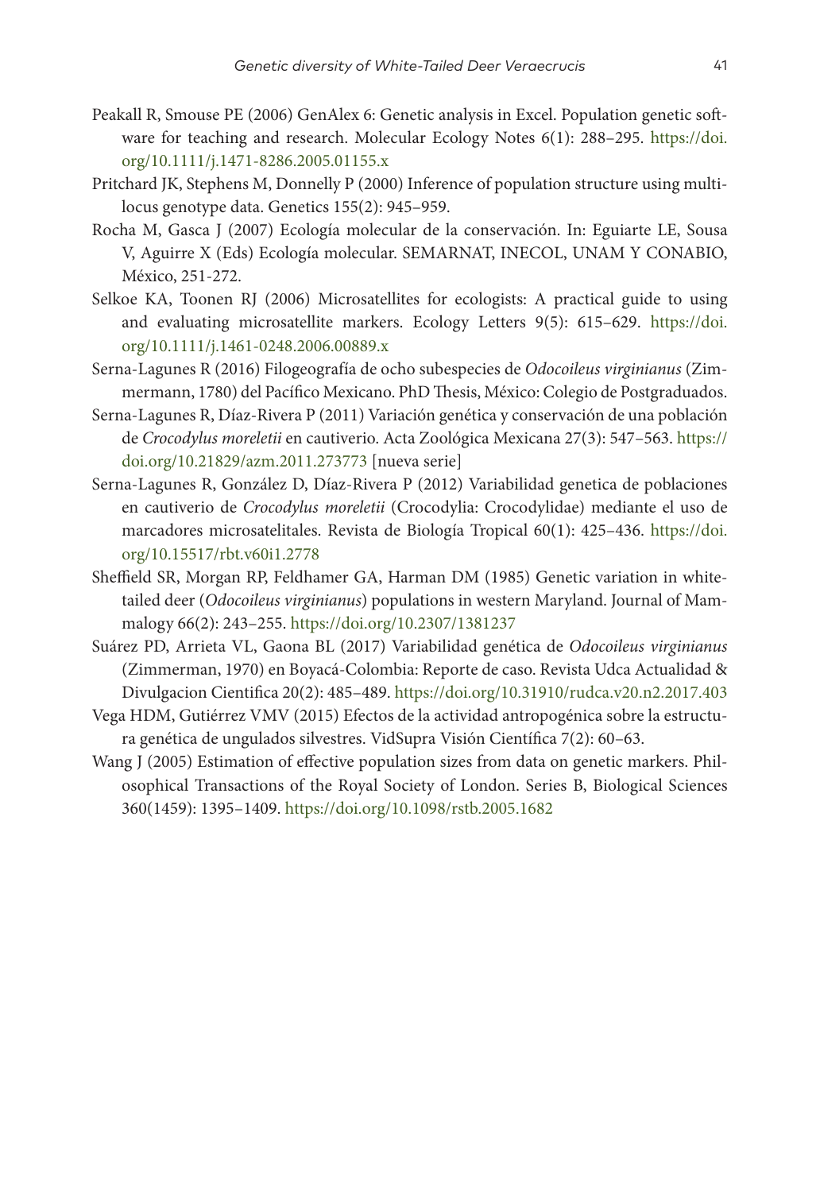Peakall R, Smouse PE (2006) GenAlex 6: Genetic analysis in Excel. Population genetic software for teaching and research. Molecular Ecology Notes 6(1): 288–295. https://doi.org/10.1111/j.1471-8286.2005.01155.x

Pritchard JK, Stephens M, Donnelly P (2000) Inference of population structure using multilocus genotype data. Genetics 155(2): 945–959.

Rocha M, Gasca J (2007) Ecología molecular de la conservación. In: Eguiarte LE, Sousa V, Aguirre X (Eds) Ecología molecular. SEMARNAT, INECOL, UNAM Y CONABIO, México, 251-272.

Selkoe KA, Toonen RJ (2006) Microsatellites for ecologists: A practical guide to using and evaluating microsatellite markers. Ecology Letters 9(5): 615–629. https://doi.org/10.1111/j.1461-0248.2006.00889.x

Serna-Lagunes R (2016) Filogeografía de ocho subespecies de *Odocoileus virginianus* (Zimmermann, 1780) del Pacífico Mexicano. PhD Thesis, México: Colegio de Postgraduados.

Serna-Lagunes R, Díaz-Rivera P (2011) Variación genética y conservación de una población de *Crocodylus moreletii* en cautiverio. Acta Zoológica Mexicana 27(3): 547–563. https://doi.org/10.21829/azm.2011.273773 [nueva serie]

Serna-Lagunes R, González D, Díaz-Rivera P (2012) Variabilidad genetica de poblaciones en cautiverio de *Crocodylus moreletii* (Crocodylia: Crocodylidae) mediante el uso de marcadores microsatelitales. Revista de Biología Tropical 60(1): 425–436. https://doi.org/10.15517/rbt.v60i1.2778

Sheffield SR, Morgan RP, Feldhamer GA, Harman DM (1985) Genetic variation in white-tailed deer (*Odocoileus virginianus*) populations in western Maryland. Journal of Mammalogy 66(2): 243–255. https://doi.org/10.2307/1381237

Suárez PD, Arrieta VL, Gaona BL (2017) Variabilidad genética de *Odocoileus virginianus* (Zimmerman, 1970) en Boyacá-Colombia: Reporte de caso. Revista Udca Actualidad & Divulgacion Cientifica 20(2): 485–489. https://doi.org/10.31910/rudca.v20.n2.2017.403

Vega HDM, Gutiérrez VMV (2015) Efectos de la actividad antropogénica sobre la estructura genética de ungulados silvestres. VidSupra Visión Científica 7(2): 60–63.

Wang J (2005) Estimation of effective population sizes from data on genetic markers. Philosophical Transactions of the Royal Society of London. Series B, Biological Sciences 360(1459): 1395–1409. https://doi.org/10.1098/rstb.2005.1682